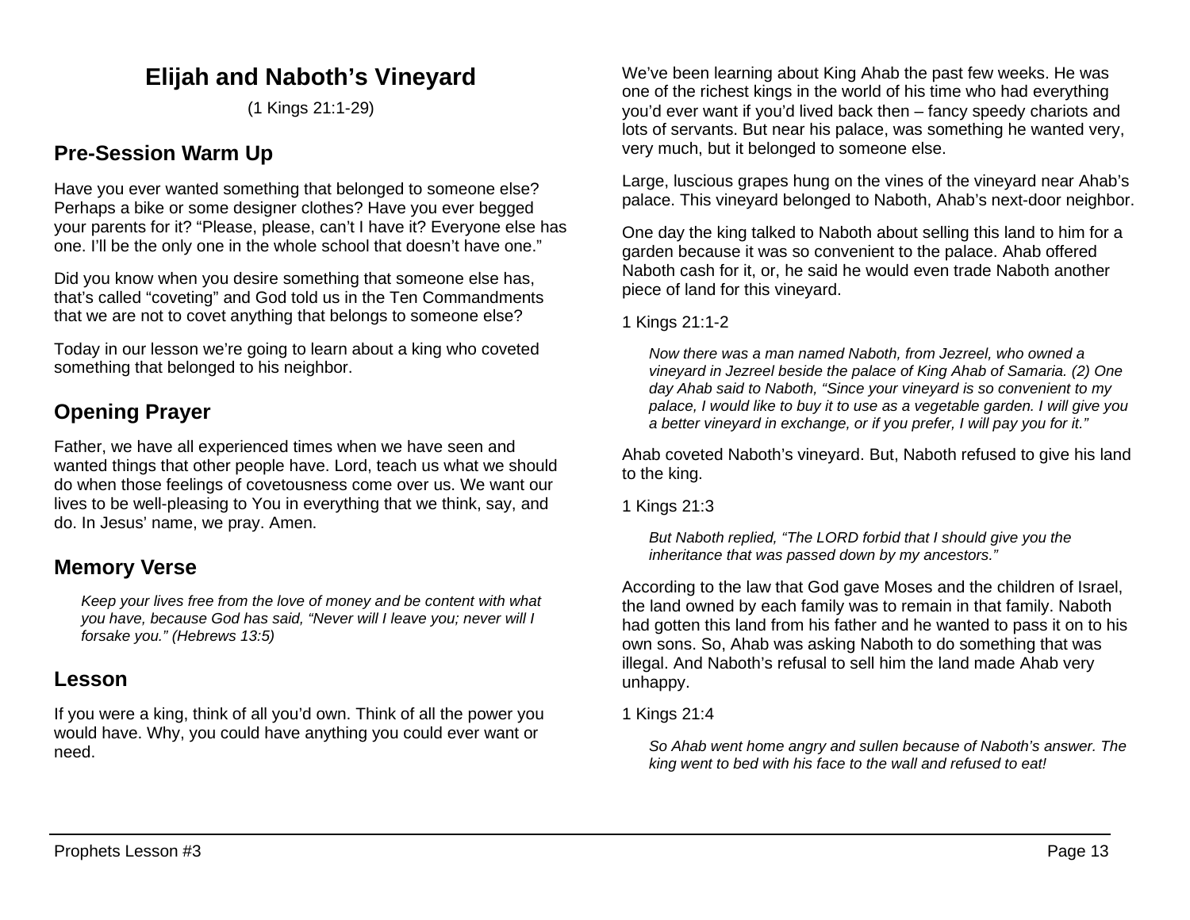# Elijah and Naboth's Vineyard

(1 Kings 21:1-29)

## Pre-Session Warm Up

Have you ever wanted something that belonged to someone else? Perhaps a bike or some designer clothes? Have you ever begged your parents for it? "Please, please, can't I have it? Everyone else has one. I'll be the only one in the whole school that doesn't have one."

Did you know when you desire something that someone else has, that's called "coveting" and God told us in the Ten Commandments that we are not to covet anything that belongs to someone else?

Today in our lesson we're going to learn about a king who coveted something that belonged to his neighbor.

## Opening Prayer

Father, we have all experienced times when we have seen and wanted things that other people have. Lord, teach us what we should do when those feelings of covetousness come over us. We want our lives to be well-pleasing to You in everything that we think, say, and do. In Jesus' name, we pray. Amen.

## Memory Verse

> *Keep your lives free from the love of money and be content with what you have, because God has said, "Never will I leave you; never will I forsake you." (Hebrews 13:5)*

## Lesson

If you were a king, think of all you'd own. Think of all the power you would have. Why, you could have anything you could ever want or need.

We've been learning about King Ahab the past few weeks. He was one of the richest kings in the world of his time who had everything you'd ever want if you'd lived back then – fancy speedy chariots and lots of servants. But near his palace, was something he wanted very, very much, but it belonged to someone else.

Large, luscious grapes hung on the vines of the vineyard near Ahab's palace. This vineyard belonged to Naboth, Ahab's next-door neighbor.

One day the king talked to Naboth about selling this land to him for a garden because it was so convenient to the palace. Ahab offered Naboth cash for it, or, he said he would even trade Naboth another piece of land for this vineyard.

1 Kings 21:1-2

> *Now there was a man named Naboth, from Jezreel, who owned a vineyard in Jezreel beside the palace of King Ahab of Samaria. (2) One day Ahab said to Naboth, "Since your vineyard is so convenient to my palace, I would like to buy it to use as a vegetable garden. I will give you a better vineyard in exchange, or if you prefer, I will pay you for it."*

Ahab coveted Naboth's vineyard. But, Naboth refused to give his land to the king.

1 Kings 21:3

> *But Naboth replied, "The LORD forbid that I should give you the inheritance that was passed down by my ancestors."*

According to the law that God gave Moses and the children of Israel, the land owned by each family was to remain in that family. Naboth had gotten this land from his father and he wanted to pass it on to his own sons. So, Ahab was asking Naboth to do something that was illegal. And Naboth's refusal to sell him the land made Ahab very unhappy.

1 Kings 21:4

> *So Ahab went home angry and sullen because of Naboth's answer. The king went to bed with his face to the wall and refused to eat!*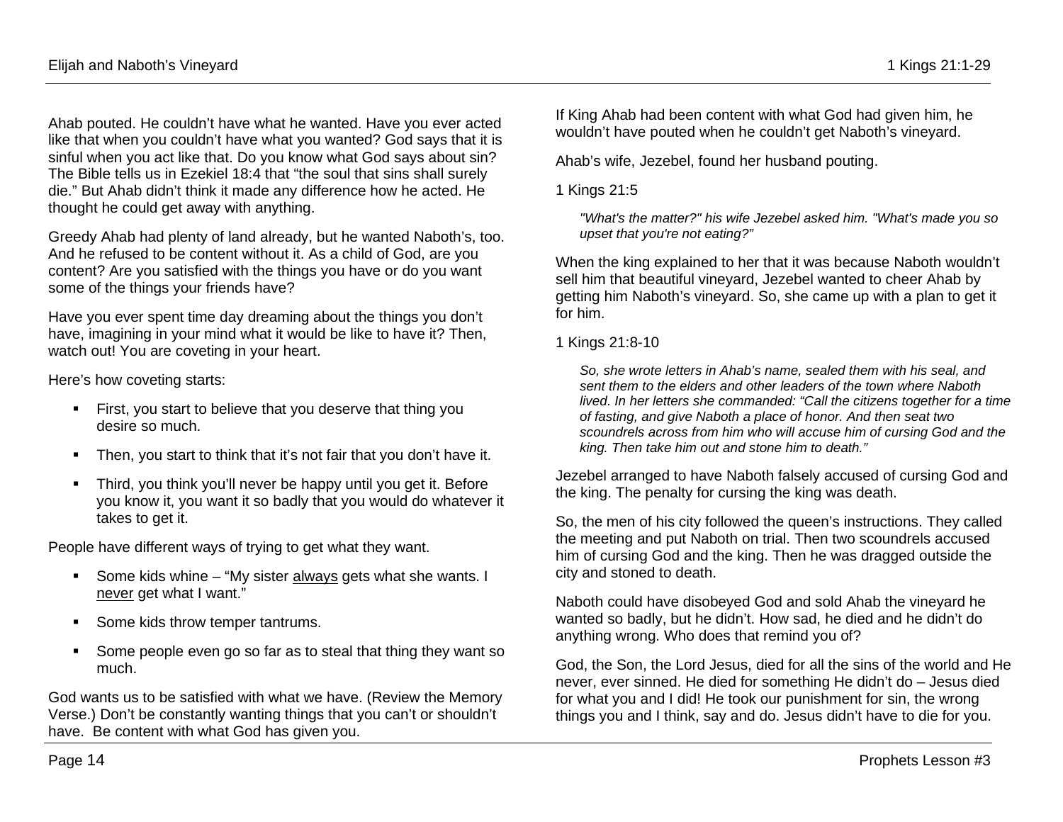Ahab pouted. He couldn't have what he wanted. Have you ever acted like that when you couldn't have what you wanted? God says that it is sinful when you act like that. Do you know what God says about sin? The Bible tells us in Ezekiel 18:4 that "the soul that sins shall surely die." But Ahab didn't think it made any difference how he acted. He thought he could get away with anything.

Greedy Ahab had plenty of land already, but he wanted Naboth's, too. And he refused to be content without it. As a child of God, are you content? Are you satisfied with the things you have or do you want some of the things your friends have?

Have you ever spent time day dreaming about the things you don't have, imagining in your mind what it would be like to have it? Then, watch out! You are coveting in your heart.

Here's how coveting starts:

- First, you start to believe that you deserve that thing you desire so much.
- Then, you start to think that it's not fair that you don't have it.
- Third, you think you'll never be happy until you get it. Before you know it, you want it so badly that you would do whatever it takes to get it.

People have different ways of trying to get what they want.

- Some kids whine – "My sister <u>always</u> gets what she wants. I <u>never</u> get what I want."
- Some kids throw temper tantrums.
- Some people even go so far as to steal that thing they want so much.

God wants us to be satisfied with what we have. (Review the Memory Verse.) Don't be constantly wanting things that you can't or shouldn't have. Be content with what God has given you.

If King Ahab had been content with what God had given him, he wouldn't have pouted when he couldn't get Naboth's vineyard.

Ahab's wife, Jezebel, found her husband pouting.

1 Kings 21:5

> *"What's the matter?" his wife Jezebel asked him. "What's made you so upset that you're not eating?"*

When the king explained to her that it was because Naboth wouldn't sell him that beautiful vineyard, Jezebel wanted to cheer Ahab by getting him Naboth's vineyard. So, she came up with a plan to get it for him.

1 Kings 21:8-10

> *So, she wrote letters in Ahab's name, sealed them with his seal, and sent them to the elders and other leaders of the town where Naboth lived. In her letters she commanded: "Call the citizens together for a time of fasting, and give Naboth a place of honor. And then seat two scoundrels across from him who will accuse him of cursing God and the king. Then take him out and stone him to death."*

Jezebel arranged to have Naboth falsely accused of cursing God and the king. The penalty for cursing the king was death.

So, the men of his city followed the queen's instructions. They called the meeting and put Naboth on trial. Then two scoundrels accused him of cursing God and the king. Then he was dragged outside the city and stoned to death.

Naboth could have disobeyed God and sold Ahab the vineyard he wanted so badly, but he didn't. How sad, he died and he didn't do anything wrong. Who does that remind you of?

God, the Son, the Lord Jesus, died for all the sins of the world and He never, ever sinned. He died for something He didn't do – Jesus died for what you and I did! He took our punishment for sin, the wrong things you and I think, say and do. Jesus didn't have to die for you.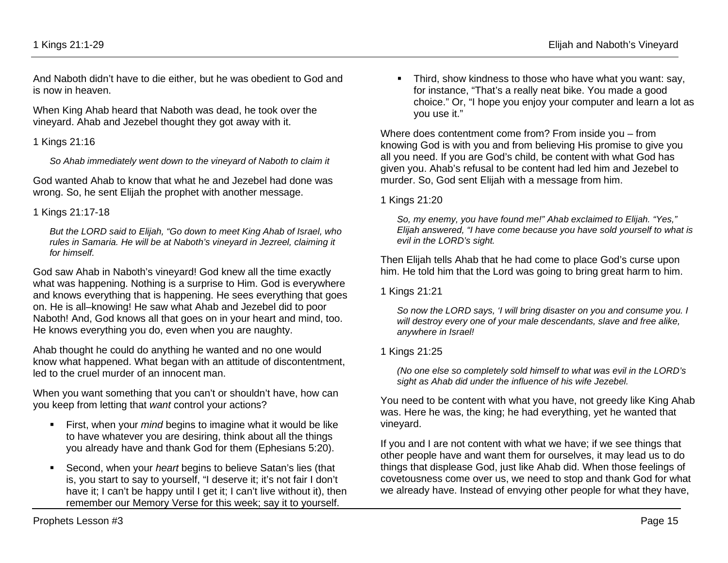And Naboth didn't have to die either, but he was obedient to God and is now in heaven.

When King Ahab heard that Naboth was dead, he took over the vineyard. Ahab and Jezebel thought they got away with it.

1 Kings 21:16

> *So Ahab immediately went down to the vineyard of Naboth to claim it*

God wanted Ahab to know that what he and Jezebel had done was wrong. So, he sent Elijah the prophet with another message.

1 Kings 21:17-18

> *But the LORD said to Elijah, "Go down to meet King Ahab of Israel, who rules in Samaria. He will be at Naboth's vineyard in Jezreel, claiming it for himself.*

God saw Ahab in Naboth's vineyard! God knew all the time exactly what was happening. Nothing is a surprise to Him. God is everywhere and knows everything that is happening. He sees everything that goes on. He is all–knowing! He saw what Ahab and Jezebel did to poor Naboth! And, God knows all that goes on in your heart and mind, too. He knows everything you do, even when you are naughty.

Ahab thought he could do anything he wanted and no one would know what happened. What began with an attitude of discontentment, led to the cruel murder of an innocent man.

When you want something that you can't or shouldn't have, how can you keep from letting that *want* control your actions?

- First, when your *mind* begins to imagine what it would be like to have whatever you are desiring, think about all the things you already have and thank God for them (Ephesians 5:20).
- Second, when your *heart* begins to believe Satan's lies (that is, you start to say to yourself, "I deserve it; it's not fair I don't have it; I can't be happy until I get it; I can't live without it), then remember our Memory Verse for this week; say it to yourself.
- Third, show kindness to those who have what you want: say, for instance, "That's a really neat bike. You made a good choice." Or, "I hope you enjoy your computer and learn a lot as you use it."

Where does contentment come from? From inside you – from knowing God is with you and from believing His promise to give you all you need. If you are God's child, be content with what God has given you. Ahab's refusal to be content had led him and Jezebel to murder. So, God sent Elijah with a message from him.

1 Kings 21:20

> *So, my enemy, you have found me!" Ahab exclaimed to Elijah. "Yes," Elijah answered, "I have come because you have sold yourself to what is evil in the LORD's sight.*

Then Elijah tells Ahab that he had come to place God's curse upon him. He told him that the Lord was going to bring great harm to him.

1 Kings 21:21

> *So now the LORD says, 'I will bring disaster on you and consume you. I will destroy every one of your male descendants, slave and free alike, anywhere in Israel!*

1 Kings 21:25

> *(No one else so completely sold himself to what was evil in the LORD's sight as Ahab did under the influence of his wife Jezebel.*

You need to be content with what you have, not greedy like King Ahab was. Here he was, the king; he had everything, yet he wanted that vineyard.

If you and I are not content with what we have; if we see things that other people have and want them for ourselves, it may lead us to do things that displease God, just like Ahab did. When those feelings of covetousness come over us, we need to stop and thank God for what we already have. Instead of envying other people for what they have,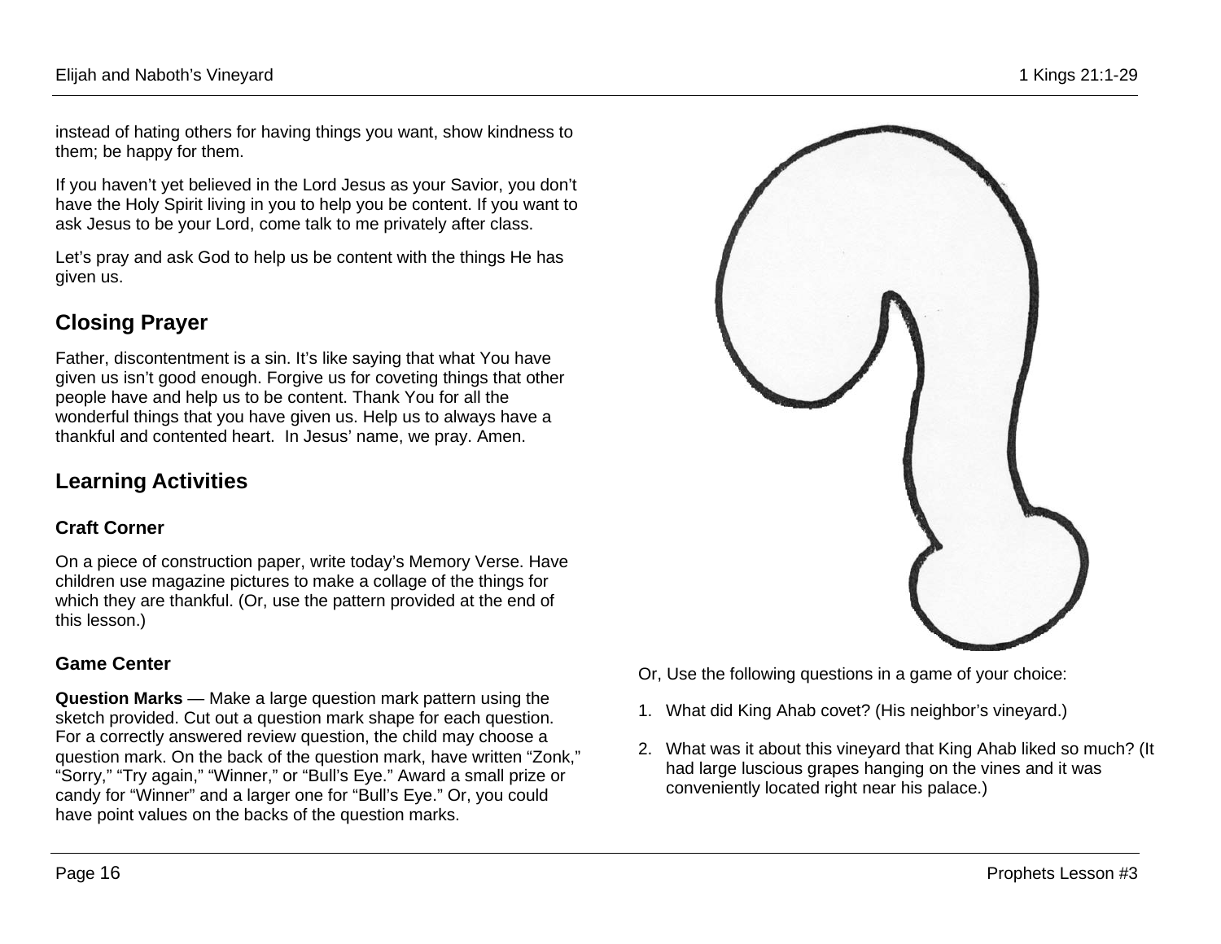instead of hating others for having things you want, show kindness to them; be happy for them.

If you haven't yet believed in the Lord Jesus as your Savior, you don't have the Holy Spirit living in you to help you be content. If you want to ask Jesus to be your Lord, come talk to me privately after class.

Let's pray and ask God to help us be content with the things He has given us.

## Closing Prayer

Father, discontentment is a sin. It's like saying that what You have given us isn't good enough. Forgive us for coveting things that other people have and help us to be content. Thank You for all the wonderful things that you have given us. Help us to always have a thankful and contented heart. In Jesus' name, we pray. Amen.

## Learning Activities

### Craft Corner

On a piece of construction paper, write today's Memory Verse. Have children use magazine pictures to make a collage of the things for which they are thankful. (Or, use the pattern provided at the end of this lesson.)

### Game Center

**Question Marks** — Make a large question mark pattern using the sketch provided. Cut out a question mark shape for each question. For a correctly answered review question, the child may choose a question mark. On the back of the question mark, have written "Zonk," "Sorry," "Try again," "Winner," or "Bull's Eye." Award a small prize or candy for "Winner" and a larger one for "Bull's Eye." Or, you could have point values on the backs of the question marks.

Or, Use the following questions in a game of your choice:

1. What did King Ahab covet? (His neighbor's vineyard.)
2. What was it about this vineyard that King Ahab liked so much? (It had large luscious grapes hanging on the vines and it was conveniently located right near his palace.)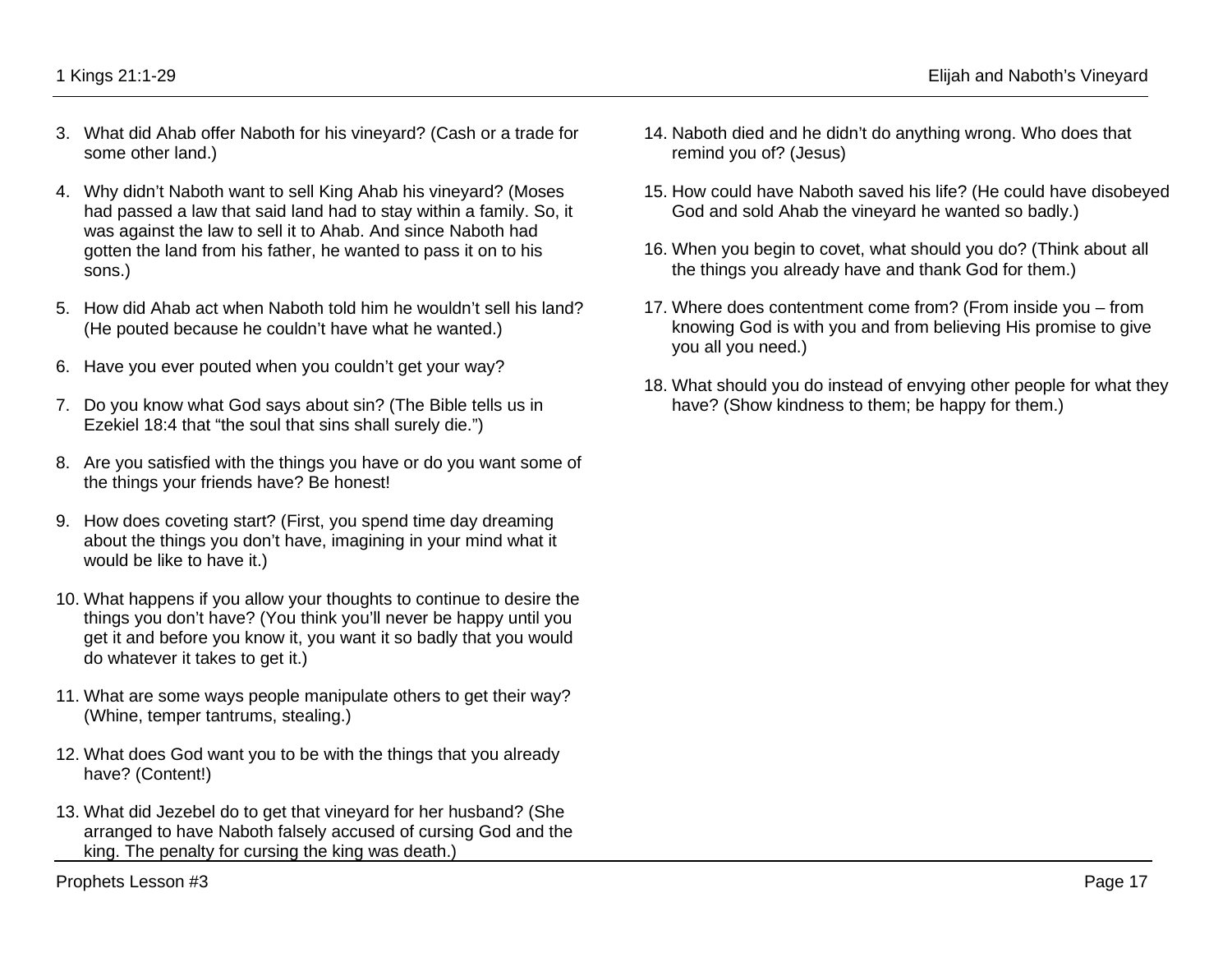3. What did Ahab offer Naboth for his vineyard? (Cash or a trade for some other land.)

4. Why didn't Naboth want to sell King Ahab his vineyard? (Moses had passed a law that said land had to stay within a family. So, it was against the law to sell it to Ahab. And since Naboth had gotten the land from his father, he wanted to pass it on to his sons.)

5. How did Ahab act when Naboth told him he wouldn't sell his land? (He pouted because he couldn't have what he wanted.)

6. Have you ever pouted when you couldn't get your way?

7. Do you know what God says about sin? (The Bible tells us in Ezekiel 18:4 that "the soul that sins shall surely die.")

8. Are you satisfied with the things you have or do you want some of the things your friends have? Be honest!

9. How does coveting start? (First, you spend time day dreaming about the things you don't have, imagining in your mind what it would be like to have it.)

10. What happens if you allow your thoughts to continue to desire the things you don't have? (You think you'll never be happy until you get it and before you know it, you want it so badly that you would do whatever it takes to get it.)

11. What are some ways people manipulate others to get their way? (Whine, temper tantrums, stealing.)

12. What does God want you to be with the things that you already have? (Content!)

13. What did Jezebel do to get that vineyard for her husband? (She arranged to have Naboth falsely accused of cursing God and the king. The penalty for cursing the king was death.)

14. Naboth died and he didn't do anything wrong. Who does that remind you of? (Jesus)

15. How could have Naboth saved his life? (He could have disobeyed God and sold Ahab the vineyard he wanted so badly.)

16. When you begin to covet, what should you do? (Think about all the things you already have and thank God for them.)

17. Where does contentment come from? (From inside you – from knowing God is with you and from believing His promise to give you all you need.)

18. What should you do instead of envying other people for what they have? (Show kindness to them; be happy for them.)